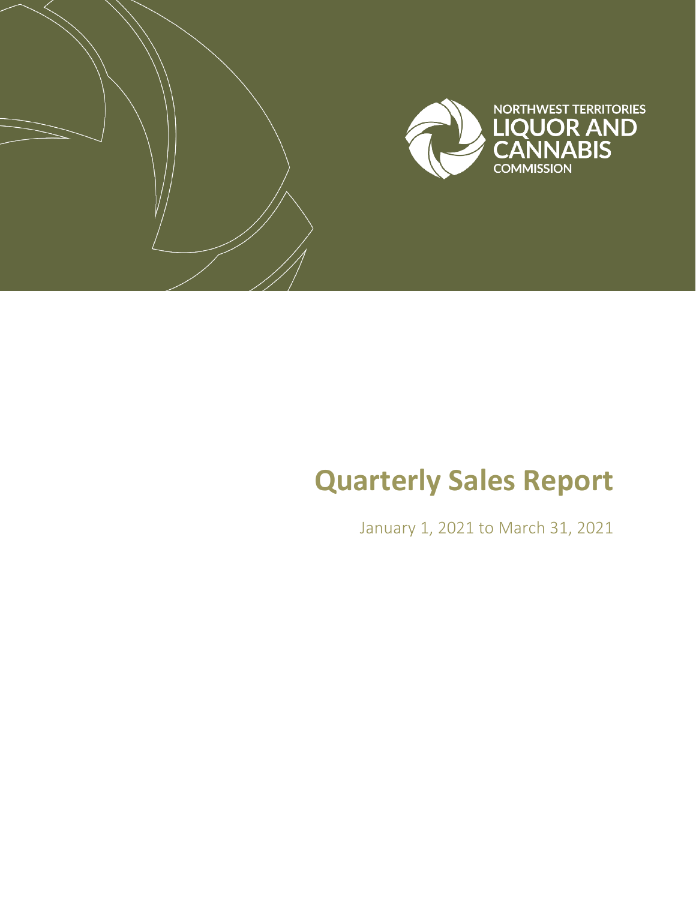NORTHWEST TERRITORIES
LIQUOR AND CANNABIS
COMMISSION

# Quarterly Sales Report

January 1, 2021 to March 31, 2021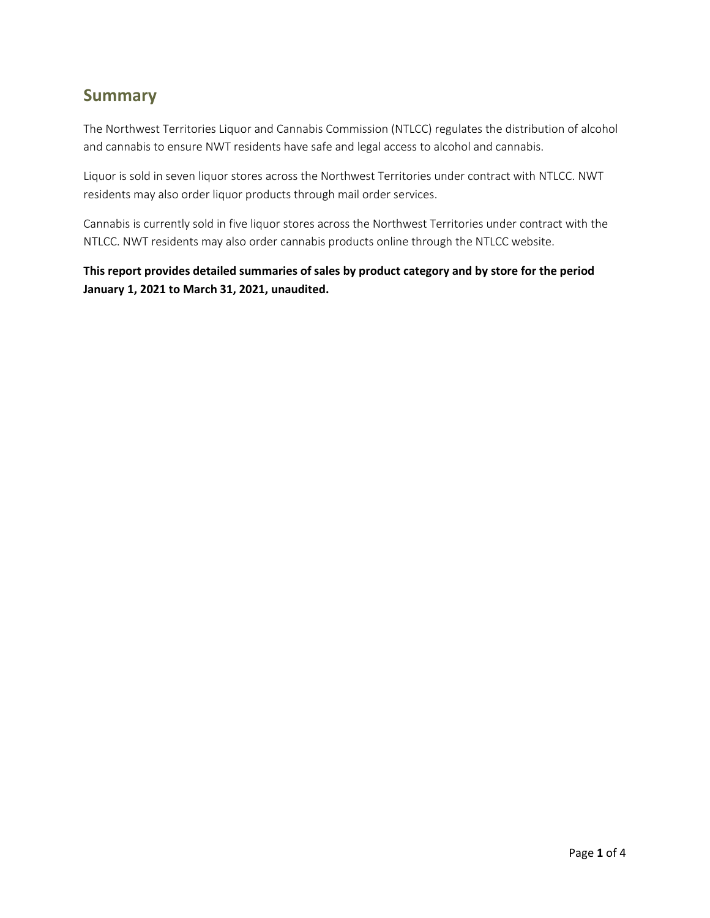## Summary

The Northwest Territories Liquor and Cannabis Commission (NTLCC) regulates the distribution of alcohol and cannabis to ensure NWT residents have safe and legal access to alcohol and cannabis.

Liquor is sold in seven liquor stores across the Northwest Territories under contract with NTLCC. NWT residents may also order liquor products through mail order services.

Cannabis is currently sold in five liquor stores across the Northwest Territories under contract with the NTLCC. NWT residents may also order cannabis products online through the NTLCC website.

**This report provides detailed summaries of sales by product category and by store for the period January 1, 2021 to March 31, 2021, unaudited.**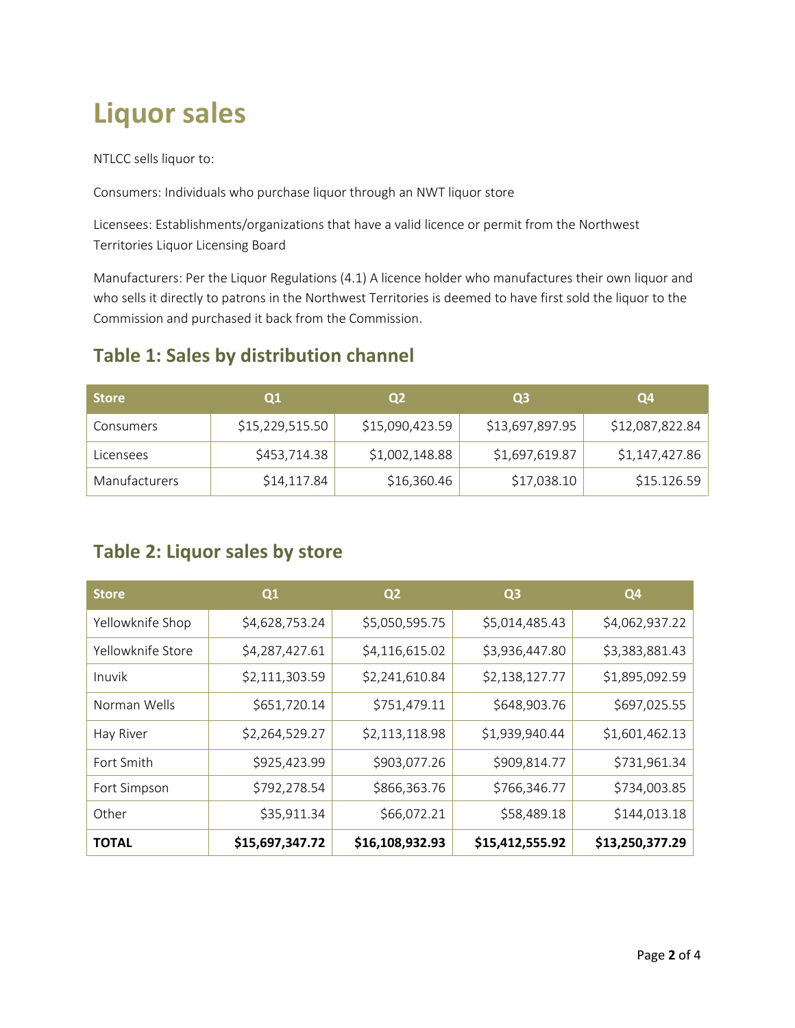# Liquor sales

NTLCC sells liquor to:

Consumers: Individuals who purchase liquor through an NWT liquor store

Licensees: Establishments/organizations that have a valid licence or permit from the Northwest Territories Liquor Licensing Board

Manufacturers: Per the Liquor Regulations (4.1) A licence holder who manufactures their own liquor and who sells it directly to patrons in the Northwest Territories is deemed to have first sold the liquor to the Commission and purchased it back from the Commission.

## Table 1: Sales by distribution channel

| Store | Q1 | Q2 | Q3 | Q4 |
|---|---|---|---|---|
| Consumers | $15,229,515.50 | $15,090,423.59 | $13,697,897.95 | $12,087,822.84 |
| Licensees | $453,714.38 | $1,002,148.88 | $1,697,619.87 | $1,147,427.86 |
| Manufacturers | $14,117.84 | $16,360.46 | $17,038.10 | $15.126.59 |

## Table 2: Liquor sales by store

| Store | Q1 | Q2 | Q3 | Q4 |
|---|---|---|---|---|
| Yellowknife Shop | $4,628,753.24 | $5,050,595.75 | $5,014,485.43 | $4,062,937.22 |
| Yellowknife Store | $4,287,427.61 | $4,116,615.02 | $3,936,447.80 | $3,383,881.43 |
| Inuvik | $2,111,303.59 | $2,241,610.84 | $2,138,127.77 | $1,895,092.59 |
| Norman Wells | $651,720.14 | $751,479.11 | $648,903.76 | $697,025.55 |
| Hay River | $2,264,529.27 | $2,113,118.98 | $1,939,940.44 | $1,601,462.13 |
| Fort Smith | $925,423.99 | $903,077.26 | $909,814.77 | $731,961.34 |
| Fort Simpson | $792,278.54 | $866,363.76 | $766,346.77 | $734,003.85 |
| Other | $35,911.34 | $66,072.21 | $58,489.18 | $144,013.18 |
| **TOTAL** | **$15,697,347.72** | **$16,108,932.93** | **$15,412,555.92** | **$13,250,377.29** |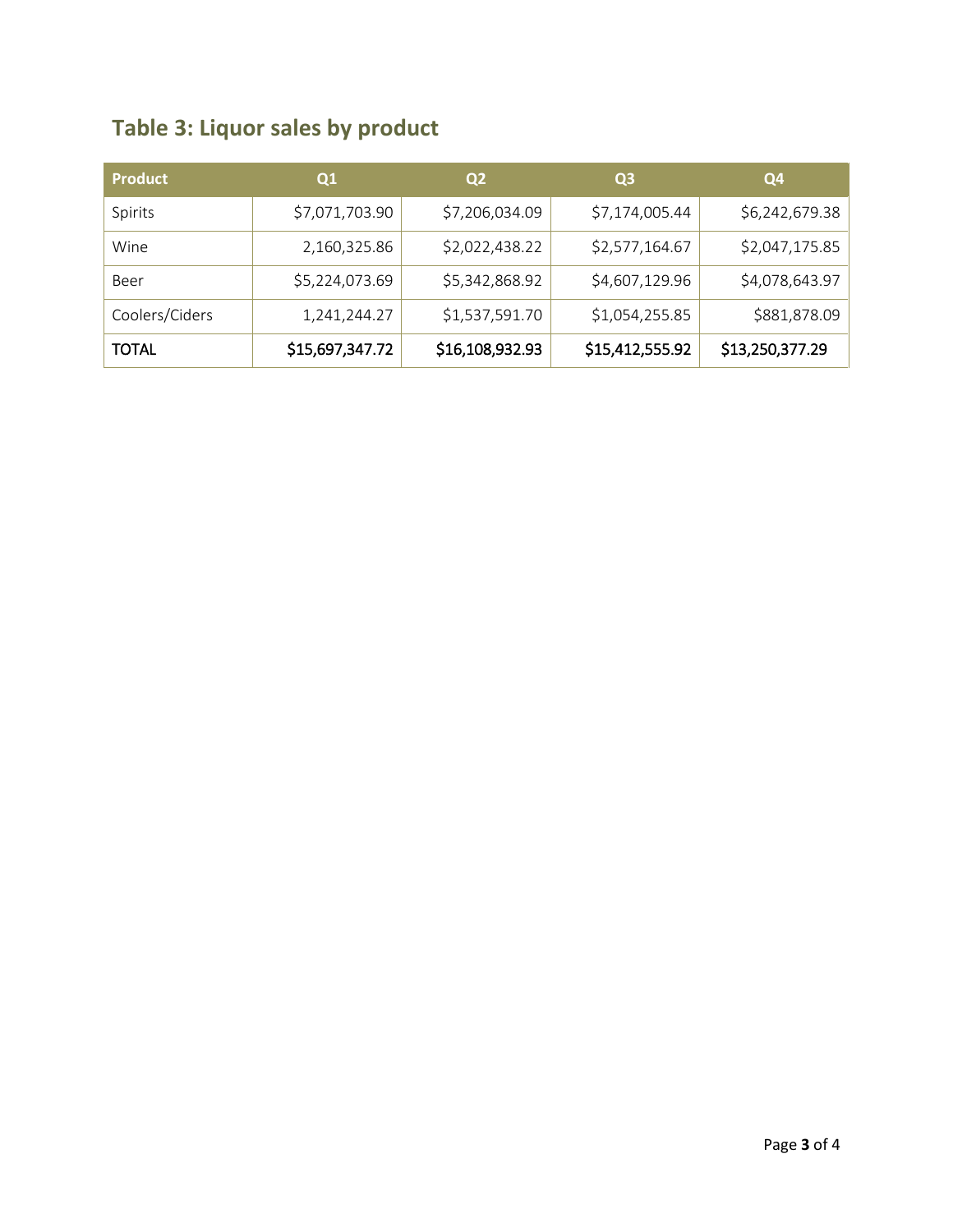## Table 3: Liquor sales by product

| Product | Q1 | Q2 | Q3 | Q4 |
|---|---|---|---|---|
| Spirits | $7,071,703.90 | $7,206,034.09 | $7,174,005.44 | $6,242,679.38 |
| Wine | 2,160,325.86 | $2,022,438.22 | $2,577,164.67 | $2,047,175.85 |
| Beer | $5,224,073.69 | $5,342,868.92 | $4,607,129.96 | $4,078,643.97 |
| Coolers/Ciders | 1,241,244.27 | $1,537,591.70 | $1,054,255.85 | $881,878.09 |
| TOTAL | $15,697,347.72 | $16,108,932.93 | $15,412,555.92 | $13,250,377.29 |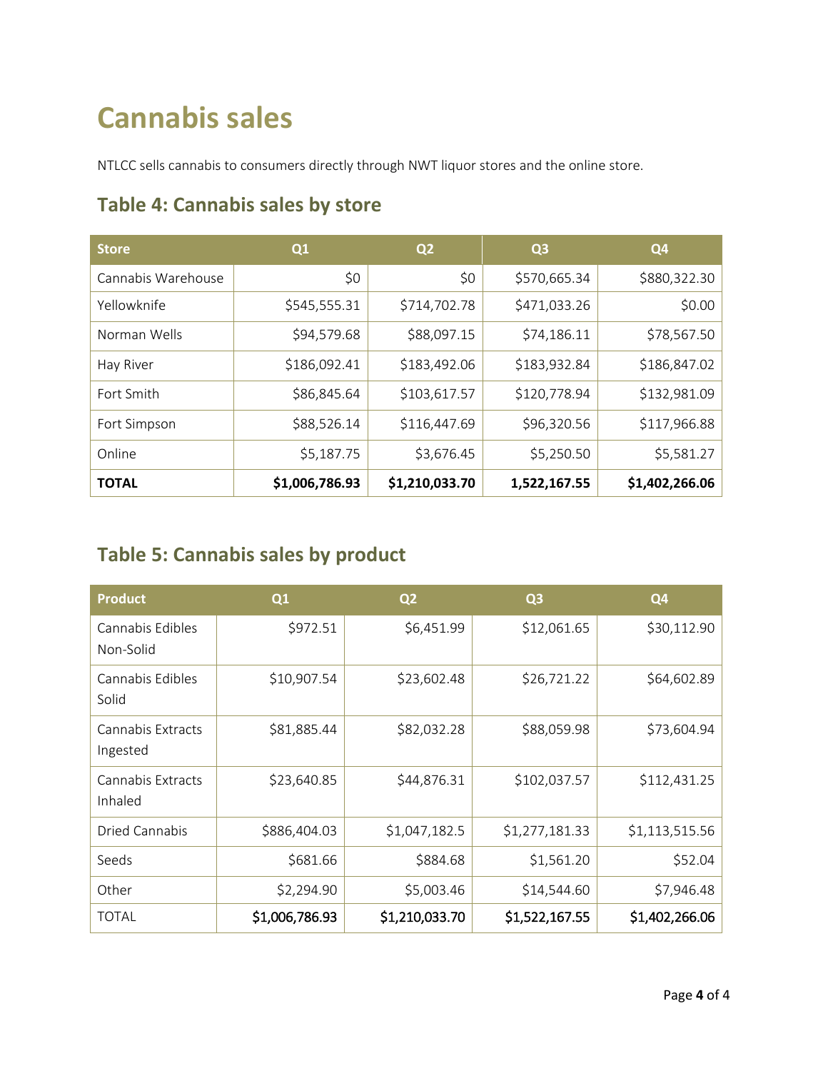# Cannabis sales

NTLCC sells cannabis to consumers directly through NWT liquor stores and the online store.

## Table 4: Cannabis sales by store

| Store | Q1 | Q2 | Q3 | Q4 |
|---|---|---|---|---|
| Cannabis Warehouse | $0 | $0 | $570,665.34 | $880,322.30 |
| Yellowknife | $545,555.31 | $714,702.78 | $471,033.26 | $0.00 |
| Norman Wells | $94,579.68 | $88,097.15 | $74,186.11 | $78,567.50 |
| Hay River | $186,092.41 | $183,492.06 | $183,932.84 | $186,847.02 |
| Fort Smith | $86,845.64 | $103,617.57 | $120,778.94 | $132,981.09 |
| Fort Simpson | $88,526.14 | $116,447.69 | $96,320.56 | $117,966.88 |
| Online | $5,187.75 | $3,676.45 | $5,250.50 | $5,581.27 |
| **TOTAL** | **$1,006,786.93** | **$1,210,033.70** | **1,522,167.55** | **$1,402,266.06** |

## Table 5: Cannabis sales by product

| Product | Q1 | Q2 | Q3 | Q4 |
|---|---|---|---|---|
| Cannabis Edibles Non-Solid | $972.51 | $6,451.99 | $12,061.65 | $30,112.90 |
| Cannabis Edibles Solid | $10,907.54 | $23,602.48 | $26,721.22 | $64,602.89 |
| Cannabis Extracts Ingested | $81,885.44 | $82,032.28 | $88,059.98 | $73,604.94 |
| Cannabis Extracts Inhaled | $23,640.85 | $44,876.31 | $102,037.57 | $112,431.25 |
| Dried Cannabis | $886,404.03 | $1,047,182.5 | $1,277,181.33 | $1,113,515.56 |
| Seeds | $681.66 | $884.68 | $1,561.20 | $52.04 |
| Other | $2,294.90 | $5,003.46 | $14,544.60 | $7,946.48 |
| TOTAL | **$1,006,786.93** | **$1,210,033.70** | **$1,522,167.55** | **$1,402,266.06** |